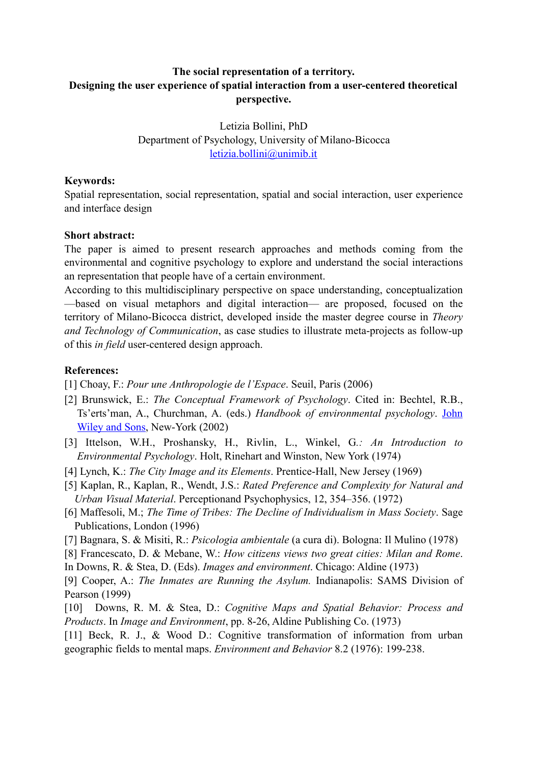**The social representation of a territory.**
**Designing the user experience of spatial interaction from a user-centered theoretical perspective.**

Letizia Bollini, PhD
Department of Psychology, University of Milano-Bicocca
letizia.bollini@unimib.it

**Keywords:**

Spatial representation, social representation, spatial and social interaction, user experience and interface design

**Short abstract:**

The paper is aimed to present research approaches and methods coming from the environmental and cognitive psychology to explore and understand the social interactions an representation that people have of a certain environment.

According to this multidisciplinary perspective on space understanding, conceptualization —based on visual metaphors and digital interaction— are proposed, focused on the territory of Milano-Bicocca district, developed inside the master degree course in *Theory and Technology of Communication*, as case studies to illustrate meta-projects as follow-up of this *in field* user-centered design approach.

**References:**

[1] Choay, F.: *Pour une Anthropologie de l'Espace*. Seuil, Paris (2006)

[2] Brunswick, E.: *The Conceptual Framework of Psychology*. Cited in: Bechtel, R.B., Ts'erts'man, A., Churchman, A. (eds.) *Handbook of environmental psychology*. John Wiley and Sons, New-York (2002)

[3] Ittelson, W.H., Proshansky, H., Rivlin, L., Winkel, G.*: An Introduction to Environmental Psychology*. Holt, Rinehart and Winston, New York (1974)

[4] Lynch, K.: *The City Image and its Elements*. Prentice-Hall, New Jersey (1969)

[5] Kaplan, R., Kaplan, R., Wendt, J.S.: *Rated Preference and Complexity for Natural and Urban Visual Material*. Perceptionand Psychophysics, 12, 354–356. (1972)

[6] Maffesoli, M.; *The Time of Tribes: The Decline of Individualism in Mass Society*. Sage Publications, London (1996)

[7] Bagnara, S. & Misiti, R.: *Psicologia ambientale* (a cura di). Bologna: Il Mulino (1978)

[8] Francescato, D. & Mebane, W.: *How citizens views two great cities: Milan and Rome*. In Downs, R. & Stea, D. (Eds). *Images and environment*. Chicago: Aldine (1973)

[9] Cooper, A.: *The Inmates are Running the Asylum.* Indianapolis: SAMS Division of Pearson (1999)

[10] Downs, R. M. & Stea, D.: *Cognitive Maps and Spatial Behavior: Process and Products*. In *Image and Environment*, pp. 8-26, Aldine Publishing Co. (1973)

[11] Beck, R. J., & Wood D.: Cognitive transformation of information from urban geographic fields to mental maps. *Environment and Behavior* 8.2 (1976): 199-238.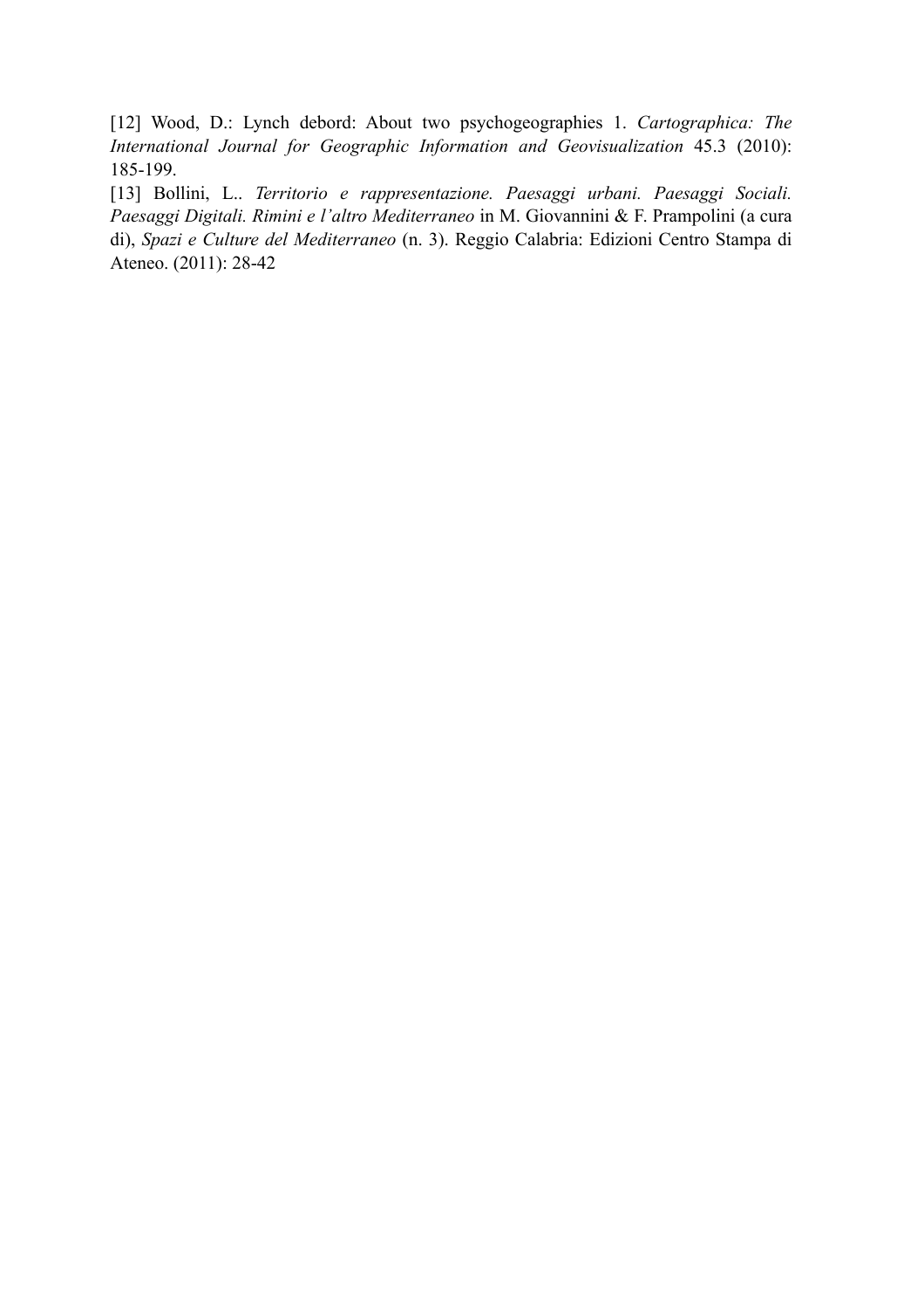[12] Wood, D.: Lynch debord: About two psychogeographies 1. *Cartographica: The International Journal for Geographic Information and Geovisualization* 45.3 (2010): 185-199.

[13] Bollini, L.. *Territorio e rappresentazione. Paesaggi urbani. Paesaggi Sociali. Paesaggi Digitali. Rimini e l'altro Mediterraneo* in M. Giovannini & F. Prampolini (a cura di), *Spazi e Culture del Mediterraneo* (n. 3). Reggio Calabria: Edizioni Centro Stampa di Ateneo. (2011): 28-42